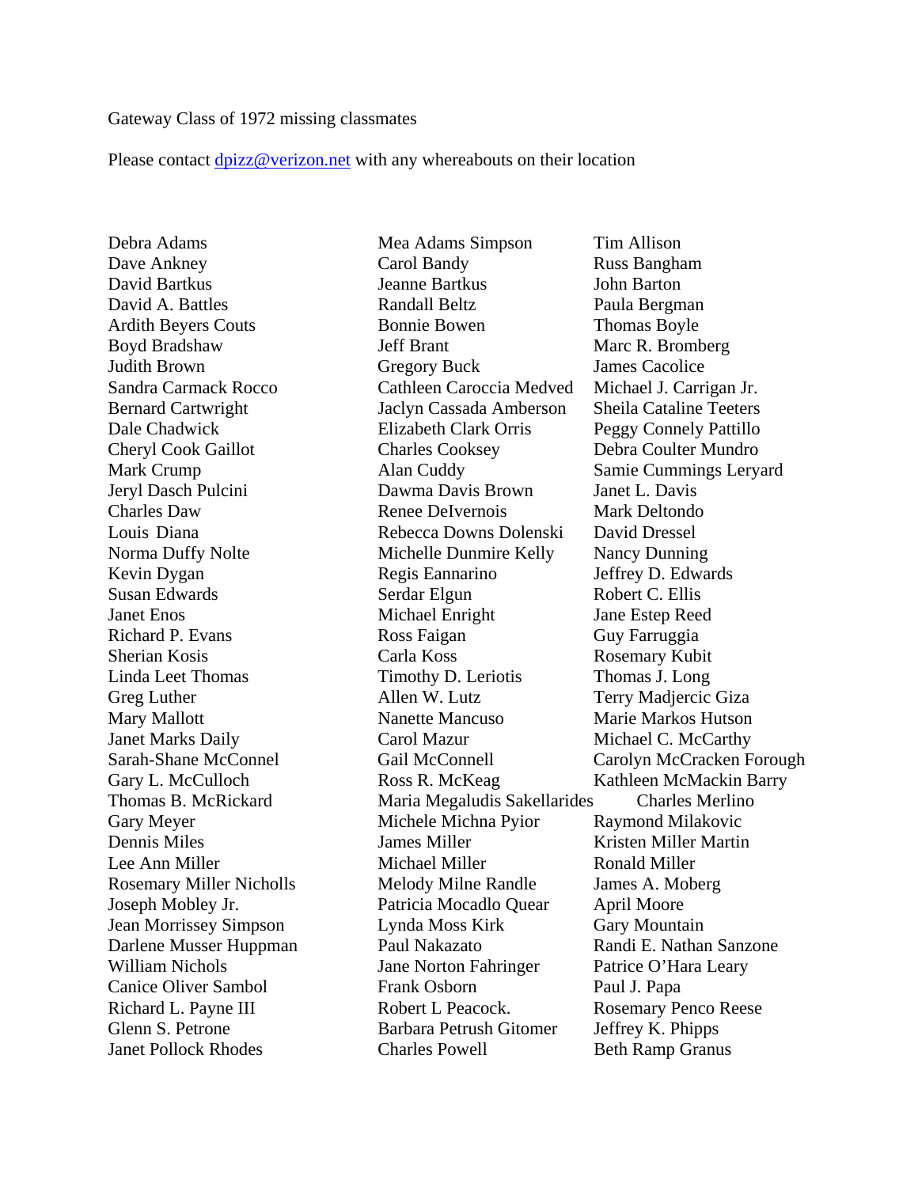Gateway Class of 1972 missing classmates

Please contact dpizz@verizon.net with any whereabouts on their location

| | | |
|---|---|---|
| Debra Adams | Mea Adams Simpson | Tim Allison |
| Dave Ankney | Carol Bandy | Russ Bangham |
| David Bartkus | Jeanne Bartkus | John Barton |
| David A. Battles | Randall Beltz | Paula Bergman |
| Ardith Beyers Couts | Bonnie Bowen | Thomas Boyle |
| Boyd Bradshaw | Jeff Brant | Marc R. Bromberg |
| Judith Brown | Gregory Buck | James Cacolice |
| Sandra Carmack Rocco | Cathleen Caroccia Medved | Michael J. Carrigan Jr. |
| Bernard Cartwright | Jaclyn Cassada Amberson | Sheila Cataline Teeters |
| Dale Chadwick | Elizabeth Clark Orris | Peggy Connely Pattillo |
| Cheryl Cook Gaillot | Charles Cooksey | Debra Coulter Mundro |
| Mark Crump | Alan Cuddy | Samie Cummings Leryard |
| Jeryl Dasch Pulcini | Dawma Davis Brown | Janet L. Davis |
| Charles Daw | Renee DeIvernois | Mark Deltondo |
| Louis Diana | Rebecca Downs Dolenski | David Dressel |
| Norma Duffy Nolte | Michelle Dunmire Kelly | Nancy Dunning |
| Kevin Dygan | Regis Eannarino | Jeffrey D. Edwards |
| Susan Edwards | Serdar Elgun | Robert C. Ellis |
| Janet Enos | Michael Enright | Jane Estep Reed |
| Richard P. Evans | Ross Faigan | Guy Farruggia |
| Sherian Kosis | Carla Koss | Rosemary Kubit |
| Linda Leet Thomas | Timothy D. Leriotis | Thomas J. Long |
| Greg Luther | Allen W. Lutz | Terry Madjercic Giza |
| Mary Mallott | Nanette Mancuso | Marie Markos Hutson |
| Janet Marks Daily | Carol Mazur | Michael C. McCarthy |
| Sarah-Shane McConnel | Gail McConnell | Carolyn McCracken Forough |
| Gary L. McCulloch | Ross R. McKeag | Kathleen McMackin Barry |
| Thomas B. McRickard | Maria Megaludis Sakellarides | Charles Merlino |
| Gary Meyer | Michele Michna Pyior | Raymond Milakovic |
| Dennis Miles | James Miller | Kristen Miller Martin |
| Lee Ann Miller | Michael Miller | Ronald Miller |
| Rosemary Miller Nicholls | Melody Milne Randle | James A. Moberg |
| Joseph Mobley Jr. | Patricia Mocadlo Quear | April Moore |
| Jean Morrissey Simpson | Lynda Moss Kirk | Gary Mountain |
| Darlene Musser Huppman | Paul Nakazato | Randi E. Nathan Sanzone |
| William Nichols | Jane Norton Fahringer | Patrice O'Hara Leary |
| Canice Oliver Sambol | Frank Osborn | Paul J. Papa |
| Richard L. Payne III | Robert L Peacock. | Rosemary Penco Reese |
| Glenn S. Petrone | Barbara Petrush Gitomer | Jeffrey K. Phipps |
| Janet Pollock Rhodes | Charles Powell | Beth Ramp Granus |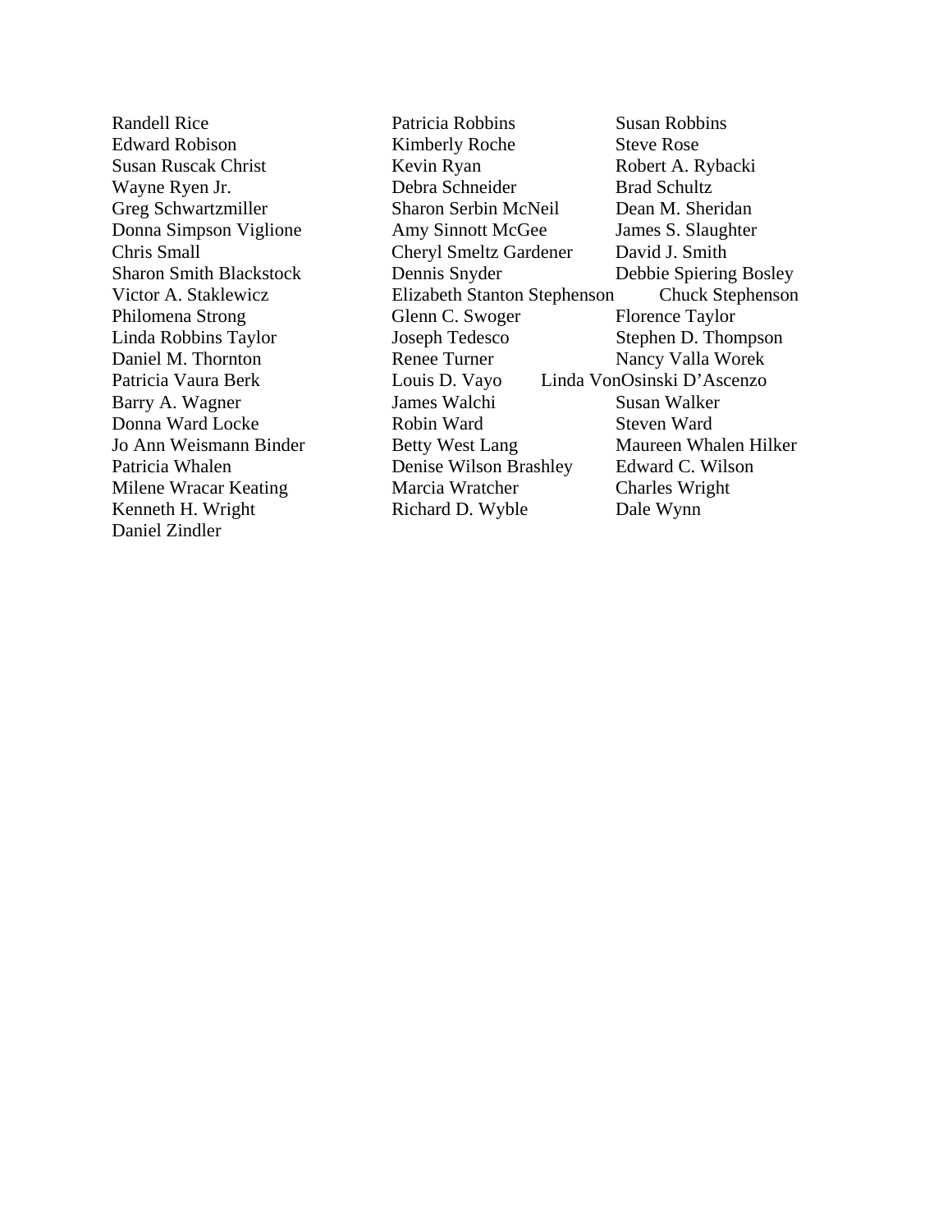Randell Rice
Edward Robison
Susan Ruscak Christ
Wayne Ryen Jr.
Greg Schwartzmiller
Donna Simpson Viglione
Chris Small
Sharon Smith Blackstock
Victor A. Staklewicz
Philomena Strong
Linda Robbins Taylor
Daniel M. Thornton
Patricia Vaura Berk
Barry A. Wagner
Donna Ward Locke
Jo Ann Weismann Binder
Patricia Whalen
Milene Wracar Keating
Kenneth H. Wright
Daniel Zindler

Patricia Robbins
Kimberly Roche
Kevin Ryan
Debra Schneider
Sharon Serbin McNeil
Amy Sinnott McGee
Cheryl Smeltz Gardener
Dennis Snyder
Elizabeth Stanton Stephenson
Glenn C. Swoger
Joseph Tedesco
Renee Turner
Louis D. Vayo
James Walchi
Robin Ward
Betty West Lang
Denise Wilson Brashley
Marcia Wratcher
Richard D. Wyble

Susan Robbins
Steve Rose
Robert A. Rybacki
Brad Schultz
Dean M. Sheridan
James S. Slaughter
David J. Smith
Debbie Spiering Bosley
Chuck Stephenson
Florence Taylor
Stephen D. Thompson
Nancy Valla Worek
Linda VonOsinski D'Ascenzo
Susan Walker
Steven Ward
Maureen Whalen Hilker
Edward C. Wilson
Charles Wright
Dale Wynn